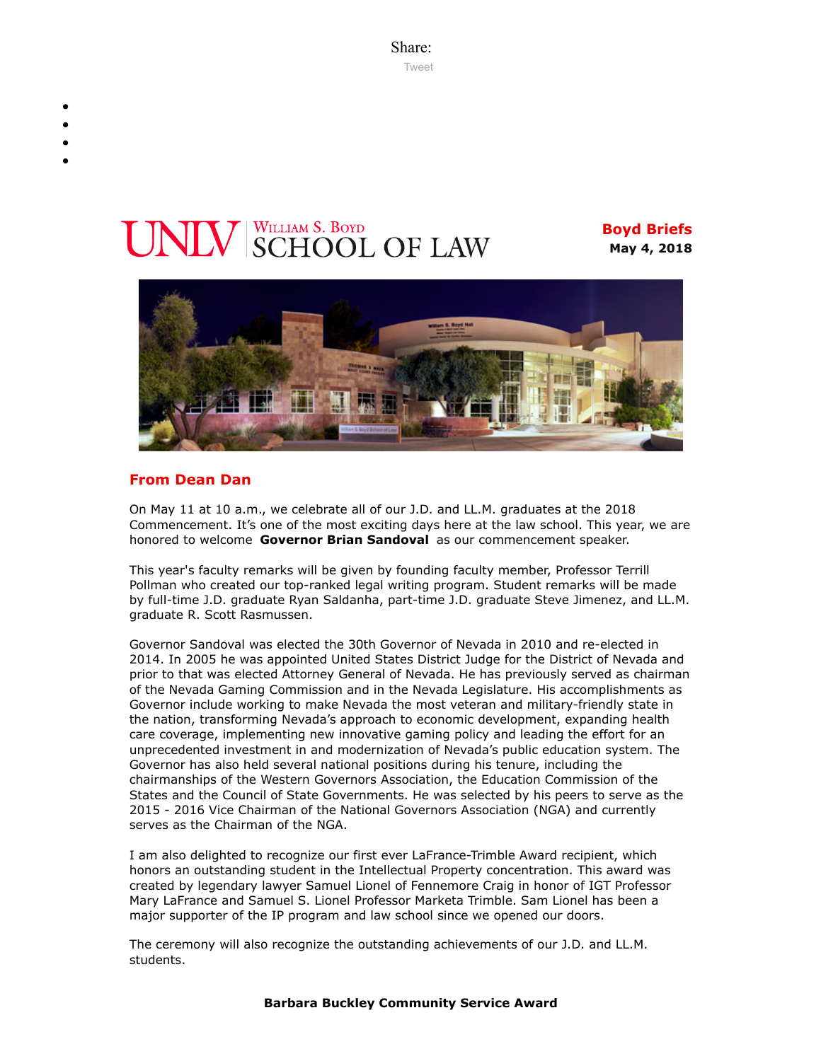Share:

Tweet

**UNLV William S. Boyd SCHOOL OF LAW**

**Boyd Briefs**
**May 4, 2018**

## From Dean Dan

On May 11 at 10 a.m., we celebrate all of our J.D. and LL.M. graduates at the 2018 Commencement. It's one of the most exciting days here at the law school. This year, we are honored to welcome **Governor Brian Sandoval** as our commencement speaker.

This year's faculty remarks will be given by founding faculty member, Professor Terrill Pollman who created our top-ranked legal writing program. Student remarks will be made by full-time J.D. graduate Ryan Saldanha, part-time J.D. graduate Steve Jimenez, and LL.M. graduate R. Scott Rasmussen.

Governor Sandoval was elected the 30th Governor of Nevada in 2010 and re-elected in 2014. In 2005 he was appointed United States District Judge for the District of Nevada and prior to that was elected Attorney General of Nevada. He has previously served as chairman of the Nevada Gaming Commission and in the Nevada Legislature. His accomplishments as Governor include working to make Nevada the most veteran and military-friendly state in the nation, transforming Nevada's approach to economic development, expanding health care coverage, implementing new innovative gaming policy and leading the effort for an unprecedented investment in and modernization of Nevada's public education system. The Governor has also held several national positions during his tenure, including the chairmanships of the Western Governors Association, the Education Commission of the States and the Council of State Governments. He was selected by his peers to serve as the 2015 - 2016 Vice Chairman of the National Governors Association (NGA) and currently serves as the Chairman of the NGA.

I am also delighted to recognize our first ever LaFrance-Trimble Award recipient, which honors an outstanding student in the Intellectual Property concentration. This award was created by legendary lawyer Samuel Lionel of Fennemore Craig in honor of IGT Professor Mary LaFrance and Samuel S. Lionel Professor Marketa Trimble. Sam Lionel has been a major supporter of the IP program and law school since we opened our doors.

The ceremony will also recognize the outstanding achievements of our J.D. and LL.M. students.

**Barbara Buckley Community Service Award**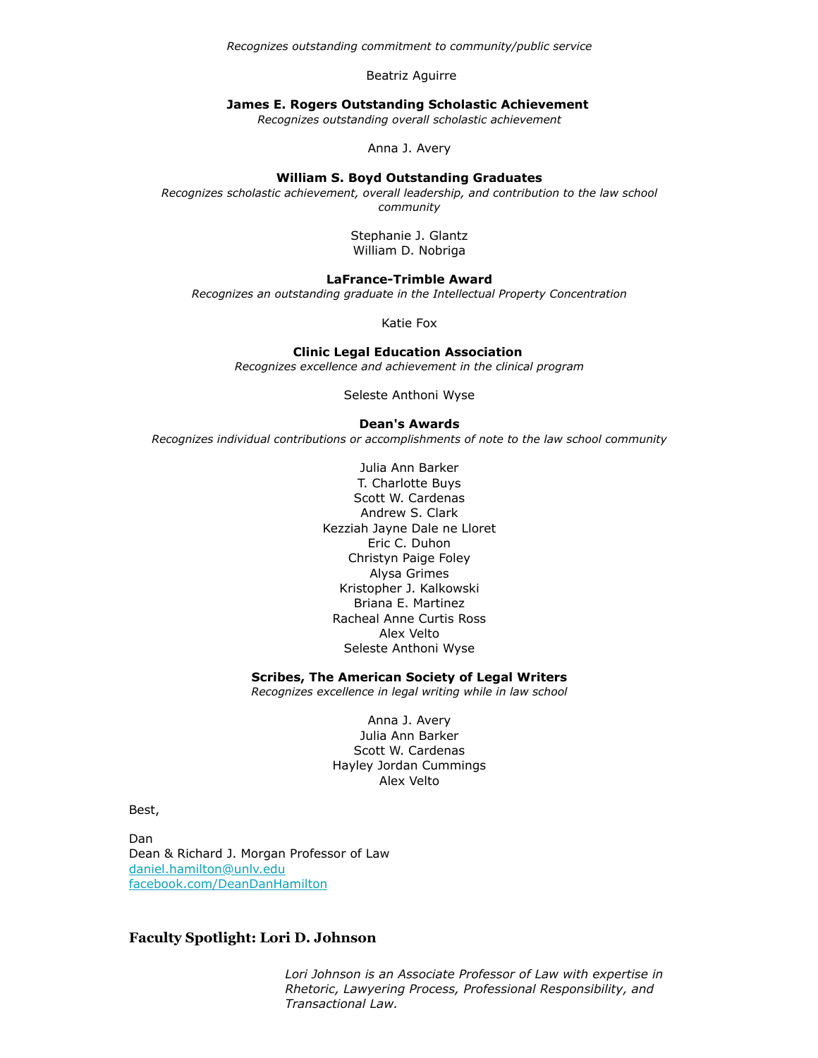*Recognizes outstanding commitment to community/public service*

Beatriz Aguirre

**James E. Rogers Outstanding Scholastic Achievement**
*Recognizes outstanding overall scholastic achievement*

Anna J. Avery

**William S. Boyd Outstanding Graduates**
*Recognizes scholastic achievement, overall leadership, and contribution to the law school community*

Stephanie J. Glantz
William D. Nobriga

**LaFrance-Trimble Award**
*Recognizes an outstanding graduate in the Intellectual Property Concentration*

Katie Fox

**Clinic Legal Education Association**
*Recognizes excellence and achievement in the clinical program*

Seleste Anthoni Wyse

**Dean's Awards**
*Recognizes individual contributions or accomplishments of note to the law school community*

Julia Ann Barker
T. Charlotte Buys
Scott W. Cardenas
Andrew S. Clark
Kezziah Jayne Dale ne Lloret
Eric C. Duhon
Christyn Paige Foley
Alysa Grimes
Kristopher J. Kalkowski
Briana E. Martinez
Racheal Anne Curtis Ross
Alex Velto
Seleste Anthoni Wyse

**Scribes, The American Society of Legal Writers**
*Recognizes excellence in legal writing while in law school*

Anna J. Avery
Julia Ann Barker
Scott W. Cardenas
Hayley Jordan Cummings
Alex Velto

Best,

Dan
Dean & Richard J. Morgan Professor of Law
daniel.hamilton@unlv.edu
facebook.com/DeanDanHamilton

## Faculty Spotlight: Lori D. Johnson

*Lori Johnson is an Associate Professor of Law with expertise in Rhetoric, Lawyering Process, Professional Responsibility, and Transactional Law.*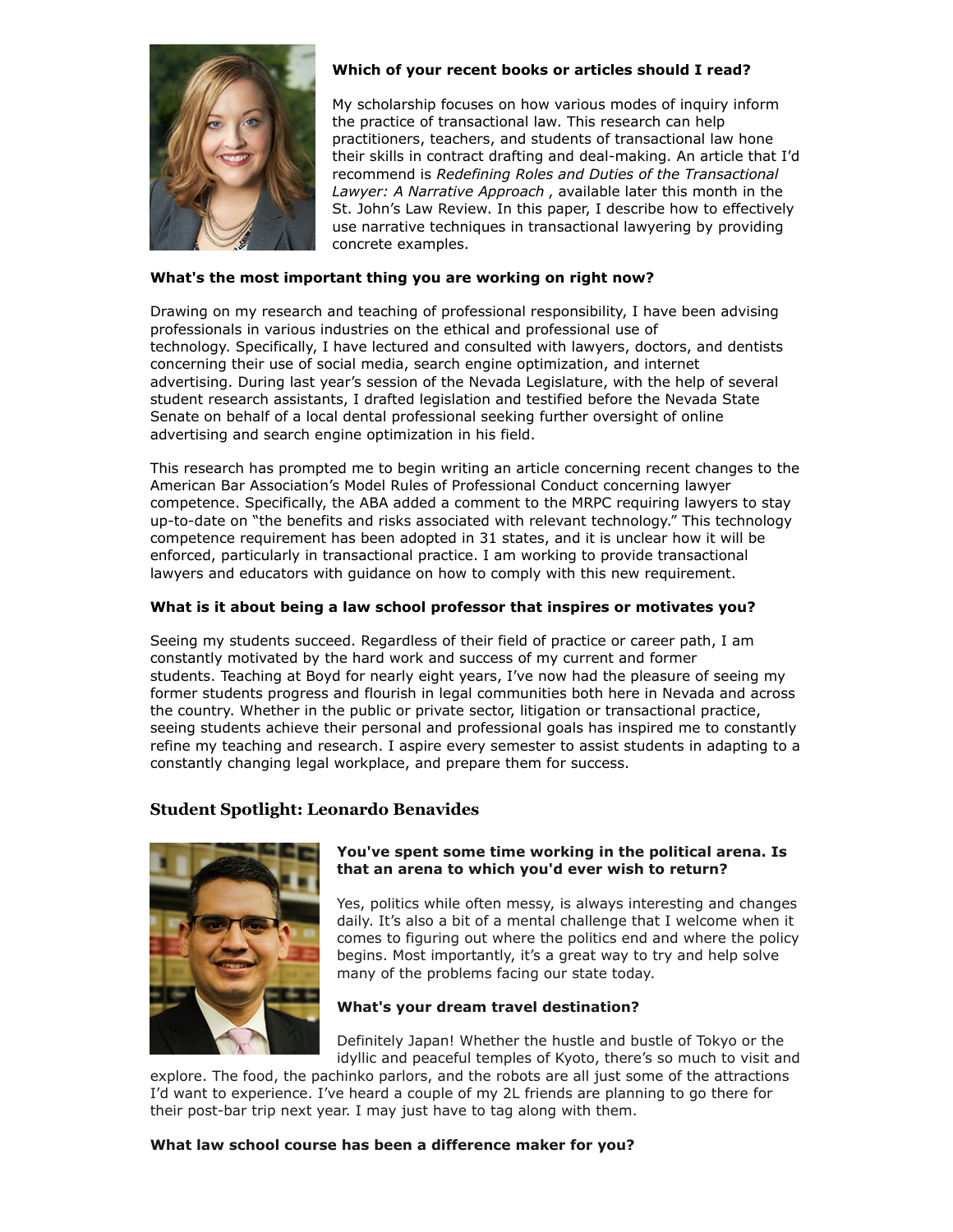**Which of your recent books or articles should I read?**

My scholarship focuses on how various modes of inquiry inform the practice of transactional law. This research can help practitioners, teachers, and students of transactional law hone their skills in contract drafting and deal-making. An article that I'd recommend is *Redefining Roles and Duties of the Transactional Lawyer: A Narrative Approach* , available later this month in the St. John's Law Review. In this paper, I describe how to effectively use narrative techniques in transactional lawyering by providing concrete examples.

**What's the most important thing you are working on right now?**

Drawing on my research and teaching of professional responsibility, I have been advising professionals in various industries on the ethical and professional use of technology. Specifically, I have lectured and consulted with lawyers, doctors, and dentists concerning their use of social media, search engine optimization, and internet advertising. During last year's session of the Nevada Legislature, with the help of several student research assistants, I drafted legislation and testified before the Nevada State Senate on behalf of a local dental professional seeking further oversight of online advertising and search engine optimization in his field.

This research has prompted me to begin writing an article concerning recent changes to the American Bar Association's Model Rules of Professional Conduct concerning lawyer competence. Specifically, the ABA added a comment to the MRPC requiring lawyers to stay up-to-date on "the benefits and risks associated with relevant technology." This technology competence requirement has been adopted in 31 states, and it is unclear how it will be enforced, particularly in transactional practice. I am working to provide transactional lawyers and educators with guidance on how to comply with this new requirement.

**What is it about being a law school professor that inspires or motivates you?**

Seeing my students succeed. Regardless of their field of practice or career path, I am constantly motivated by the hard work and success of my current and former students. Teaching at Boyd for nearly eight years, I've now had the pleasure of seeing my former students progress and flourish in legal communities both here in Nevada and across the country. Whether in the public or private sector, litigation or transactional practice, seeing students achieve their personal and professional goals has inspired me to constantly refine my teaching and research. I aspire every semester to assist students in adapting to a constantly changing legal workplace, and prepare them for success.

## Student Spotlight: Leonardo Benavides

**You've spent some time working in the political arena. Is that an arena to which you'd ever wish to return?**

Yes, politics while often messy, is always interesting and changes daily. It's also a bit of a mental challenge that I welcome when it comes to figuring out where the politics end and where the policy begins. Most importantly, it's a great way to try and help solve many of the problems facing our state today.

**What's your dream travel destination?**

Definitely Japan! Whether the hustle and bustle of Tokyo or the idyllic and peaceful temples of Kyoto, there's so much to visit and explore. The food, the pachinko parlors, and the robots are all just some of the attractions I'd want to experience. I've heard a couple of my 2L friends are planning to go there for their post-bar trip next year. I may just have to tag along with them.

**What law school course has been a difference maker for you?**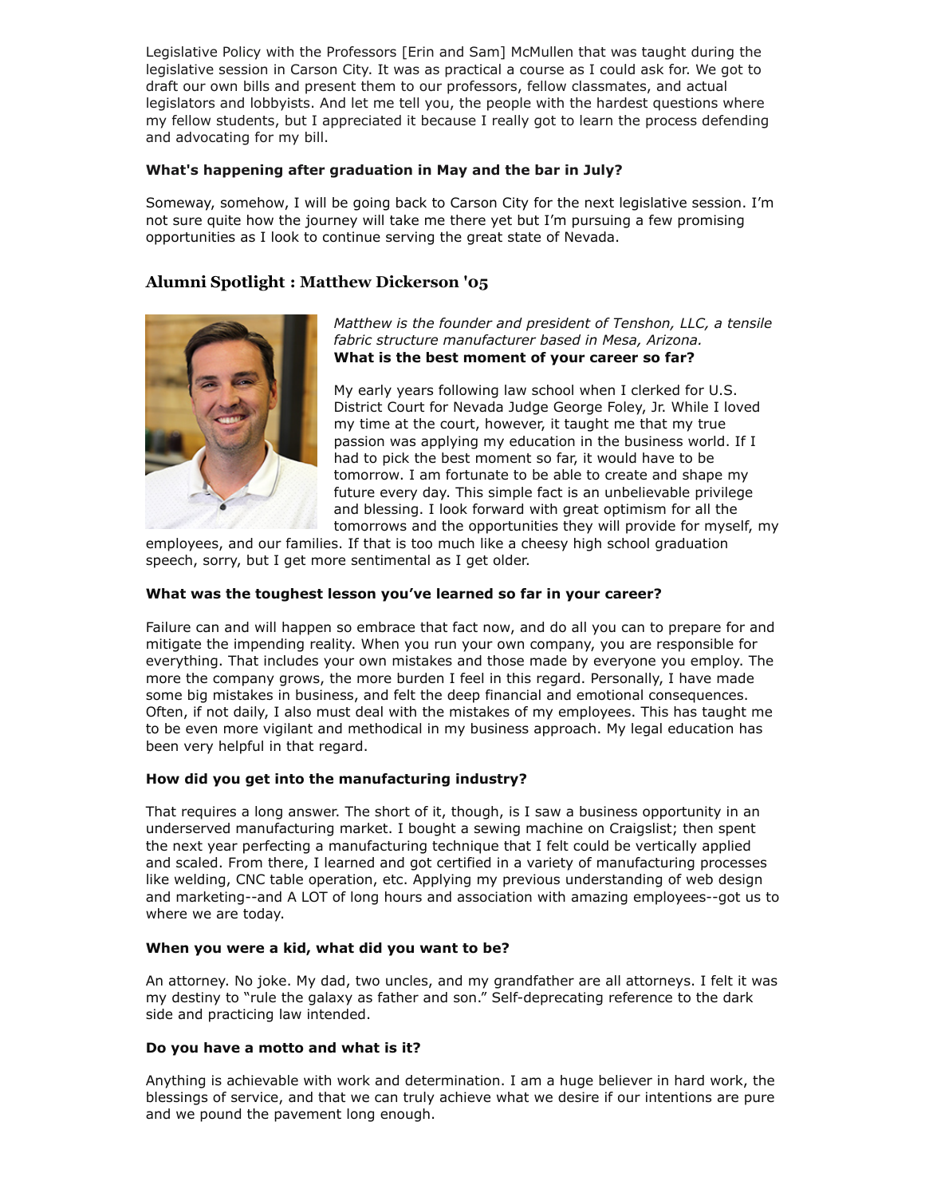Legislative Policy with the Professors [Erin and Sam] McMullen that was taught during the legislative session in Carson City. It was as practical a course as I could ask for. We got to draft our own bills and present them to our professors, fellow classmates, and actual legislators and lobbyists. And let me tell you, the people with the hardest questions where my fellow students, but I appreciated it because I really got to learn the process defending and advocating for my bill.

**What's happening after graduation in May and the bar in July?**

Someway, somehow, I will be going back to Carson City for the next legislative session. I'm not sure quite how the journey will take me there yet but I'm pursuing a few promising opportunities as I look to continue serving the great state of Nevada.

## Alumni Spotlight : Matthew Dickerson '05

*Matthew is the founder and president of Tenshon, LLC, a tensile fabric structure manufacturer based in Mesa, Arizona.*

**What is the best moment of your career so far?**

My early years following law school when I clerked for U.S. District Court for Nevada Judge George Foley, Jr. While I loved my time at the court, however, it taught me that my true passion was applying my education in the business world. If I had to pick the best moment so far, it would have to be tomorrow. I am fortunate to be able to create and shape my future every day. This simple fact is an unbelievable privilege and blessing. I look forward with great optimism for all the tomorrows and the opportunities they will provide for myself, my employees, and our families. If that is too much like a cheesy high school graduation speech, sorry, but I get more sentimental as I get older.

**What was the toughest lesson you've learned so far in your career?**

Failure can and will happen so embrace that fact now, and do all you can to prepare for and mitigate the impending reality. When you run your own company, you are responsible for everything. That includes your own mistakes and those made by everyone you employ. The more the company grows, the more burden I feel in this regard. Personally, I have made some big mistakes in business, and felt the deep financial and emotional consequences. Often, if not daily, I also must deal with the mistakes of my employees. This has taught me to be even more vigilant and methodical in my business approach. My legal education has been very helpful in that regard.

**How did you get into the manufacturing industry?**

That requires a long answer. The short of it, though, is I saw a business opportunity in an underserved manufacturing market. I bought a sewing machine on Craigslist; then spent the next year perfecting a manufacturing technique that I felt could be vertically applied and scaled. From there, I learned and got certified in a variety of manufacturing processes like welding, CNC table operation, etc. Applying my previous understanding of web design and marketing--and A LOT of long hours and association with amazing employees--got us to where we are today.

**When you were a kid, what did you want to be?**

An attorney. No joke. My dad, two uncles, and my grandfather are all attorneys. I felt it was my destiny to "rule the galaxy as father and son." Self-deprecating reference to the dark side and practicing law intended.

**Do you have a motto and what is it?**

Anything is achievable with work and determination. I am a huge believer in hard work, the blessings of service, and that we can truly achieve what we desire if our intentions are pure and we pound the pavement long enough.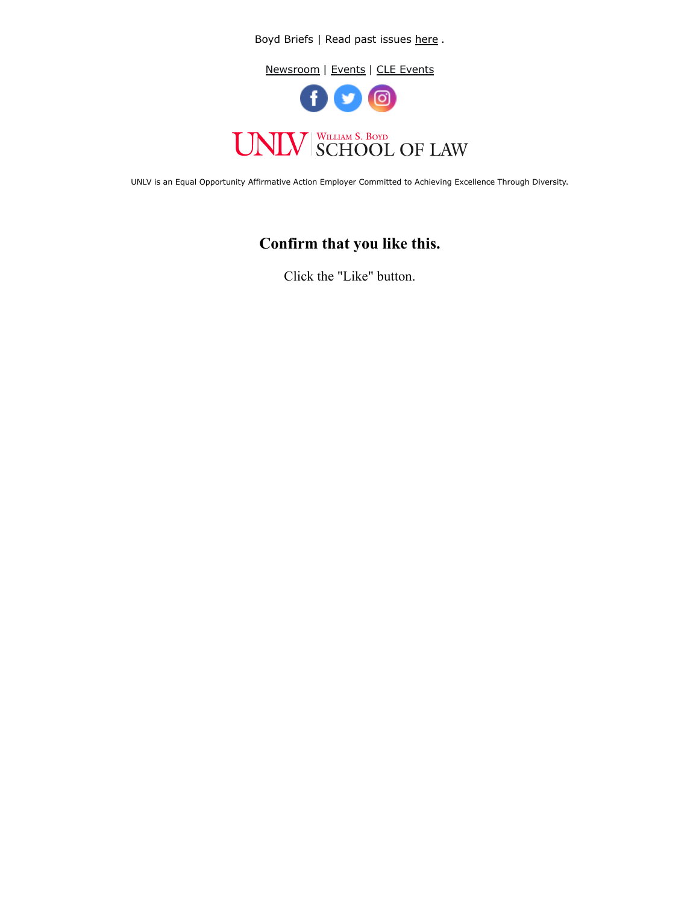Boyd Briefs | Read past issues here .

Newsroom | Events | CLE Events

UNLV WILLIAM S. BOYD SCHOOL OF LAW

UNLV is an Equal Opportunity Affirmative Action Employer Committed to Achieving Excellence Through Diversity.

## Confirm that you like this.

Click the "Like" button.